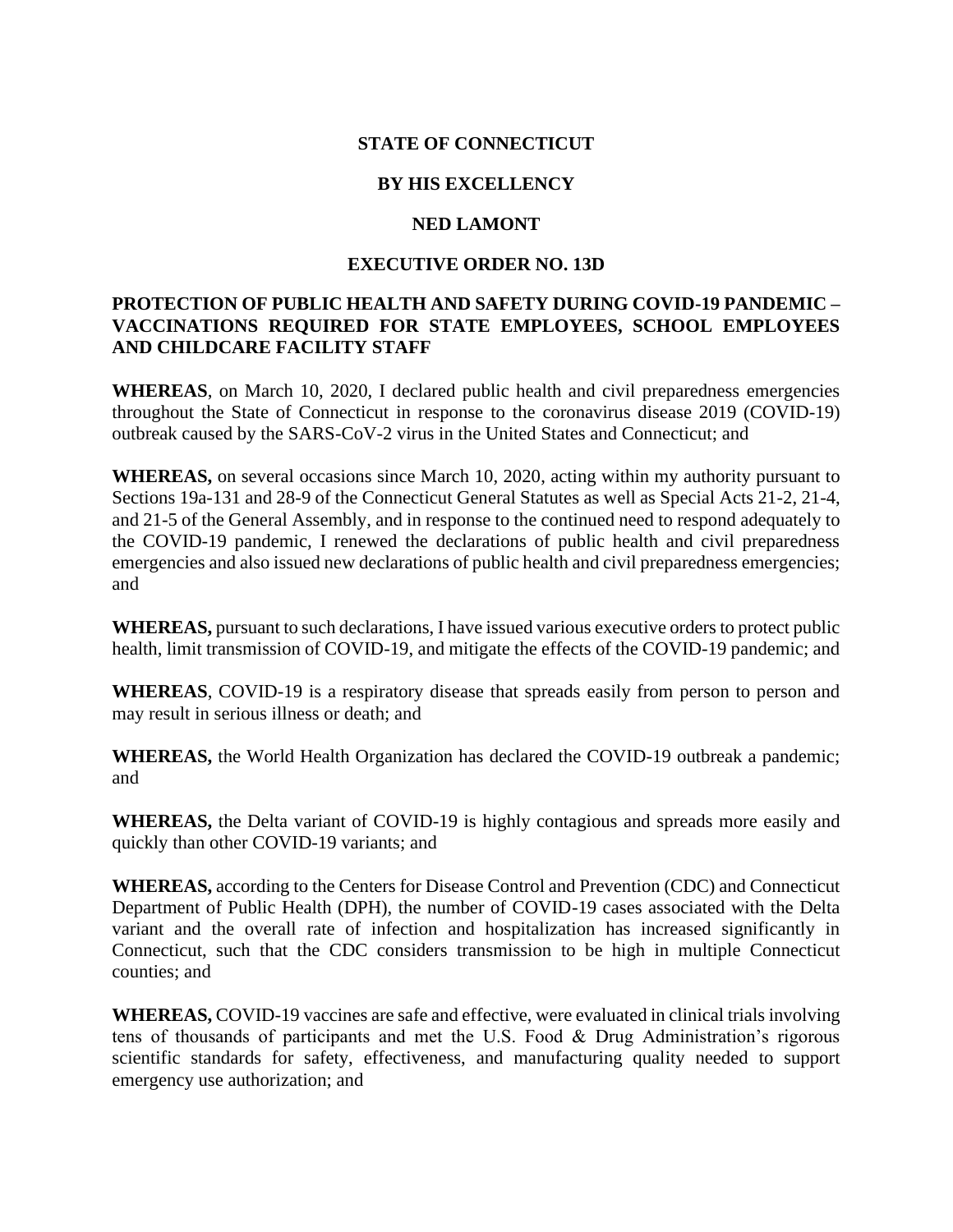**STATE OF CONNECTICUT**

**BY HIS EXCELLENCY**

**NED LAMONT**

**EXECUTIVE ORDER NO. 13D**

**PROTECTION OF PUBLIC HEALTH AND SAFETY DURING COVID-19 PANDEMIC – VACCINATIONS REQUIRED FOR STATE EMPLOYEES, SCHOOL EMPLOYEES AND CHILDCARE FACILITY STAFF**

**WHEREAS**, on March 10, 2020, I declared public health and civil preparedness emergencies throughout the State of Connecticut in response to the coronavirus disease 2019 (COVID-19) outbreak caused by the SARS-CoV-2 virus in the United States and Connecticut; and

**WHEREAS,** on several occasions since March 10, 2020, acting within my authority pursuant to Sections 19a-131 and 28-9 of the Connecticut General Statutes as well as Special Acts 21-2, 21-4, and 21-5 of the General Assembly, and in response to the continued need to respond adequately to the COVID-19 pandemic, I renewed the declarations of public health and civil preparedness emergencies and also issued new declarations of public health and civil preparedness emergencies; and

**WHEREAS,** pursuant to such declarations, I have issued various executive orders to protect public health, limit transmission of COVID-19, and mitigate the effects of the COVID-19 pandemic; and

**WHEREAS**, COVID-19 is a respiratory disease that spreads easily from person to person and may result in serious illness or death; and

**WHEREAS,** the World Health Organization has declared the COVID-19 outbreak a pandemic; and

**WHEREAS,** the Delta variant of COVID-19 is highly contagious and spreads more easily and quickly than other COVID-19 variants; and

**WHEREAS,** according to the Centers for Disease Control and Prevention (CDC) and Connecticut Department of Public Health (DPH), the number of COVID-19 cases associated with the Delta variant and the overall rate of infection and hospitalization has increased significantly in Connecticut, such that the CDC considers transmission to be high in multiple Connecticut counties; and

**WHEREAS,** COVID-19 vaccines are safe and effective, were evaluated in clinical trials involving tens of thousands of participants and met the U.S. Food & Drug Administration's rigorous scientific standards for safety, effectiveness, and manufacturing quality needed to support emergency use authorization; and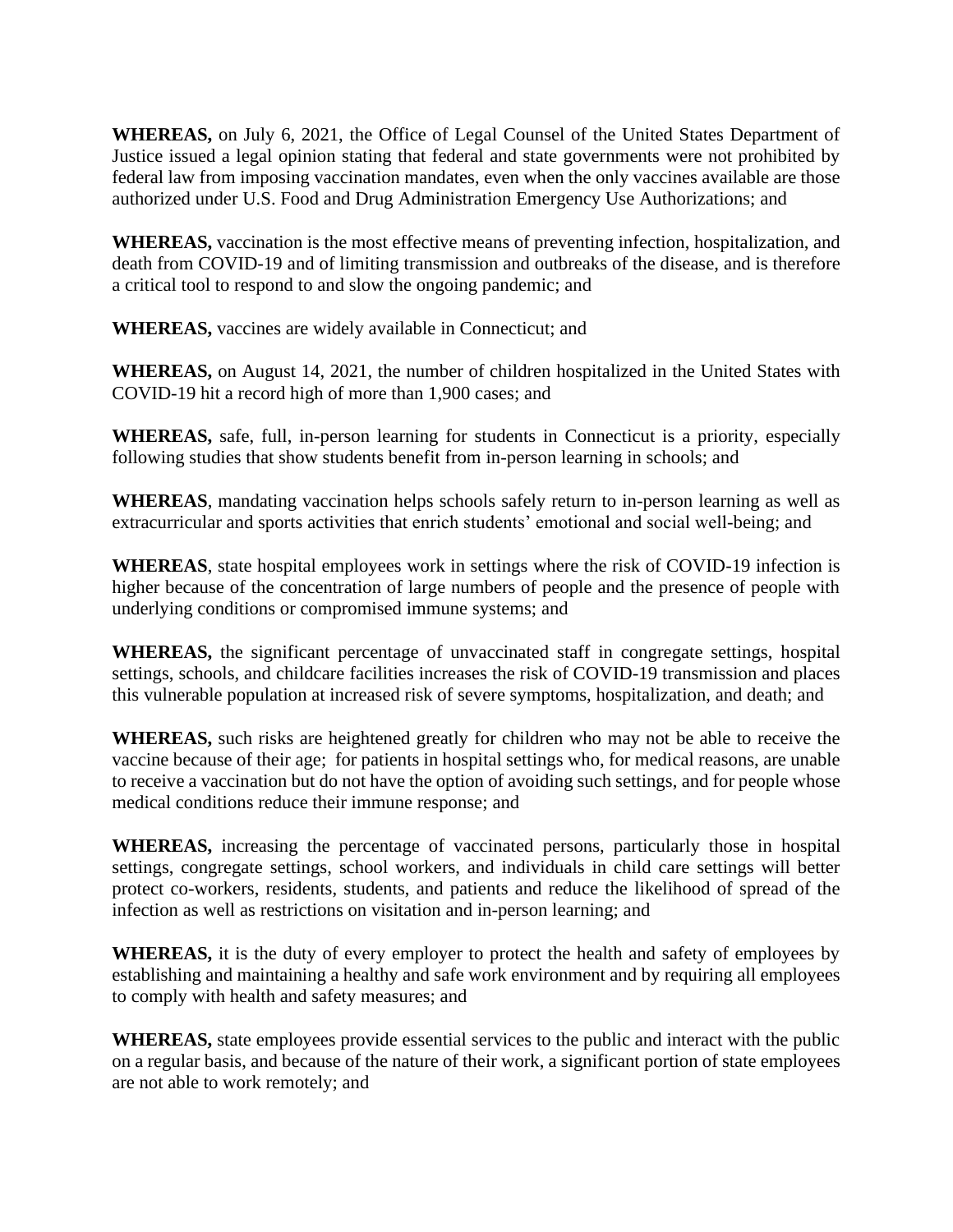**WHEREAS,** on July 6, 2021, the Office of Legal Counsel of the United States Department of Justice issued a legal opinion stating that federal and state governments were not prohibited by federal law from imposing vaccination mandates, even when the only vaccines available are those authorized under U.S. Food and Drug Administration Emergency Use Authorizations; and

**WHEREAS,** vaccination is the most effective means of preventing infection, hospitalization, and death from COVID-19 and of limiting transmission and outbreaks of the disease, and is therefore a critical tool to respond to and slow the ongoing pandemic; and

**WHEREAS,** vaccines are widely available in Connecticut; and

**WHEREAS,** on August 14, 2021, the number of children hospitalized in the United States with COVID-19 hit a record high of more than 1,900 cases; and

**WHEREAS,** safe, full, in-person learning for students in Connecticut is a priority, especially following studies that show students benefit from in-person learning in schools; and

**WHEREAS**, mandating vaccination helps schools safely return to in-person learning as well as extracurricular and sports activities that enrich students' emotional and social well-being; and

**WHEREAS**, state hospital employees work in settings where the risk of COVID-19 infection is higher because of the concentration of large numbers of people and the presence of people with underlying conditions or compromised immune systems; and

**WHEREAS,** the significant percentage of unvaccinated staff in congregate settings, hospital settings, schools, and childcare facilities increases the risk of COVID-19 transmission and places this vulnerable population at increased risk of severe symptoms, hospitalization, and death; and

**WHEREAS,** such risks are heightened greatly for children who may not be able to receive the vaccine because of their age; for patients in hospital settings who, for medical reasons, are unable to receive a vaccination but do not have the option of avoiding such settings, and for people whose medical conditions reduce their immune response; and

**WHEREAS,** increasing the percentage of vaccinated persons, particularly those in hospital settings, congregate settings, school workers, and individuals in child care settings will better protect co-workers, residents, students, and patients and reduce the likelihood of spread of the infection as well as restrictions on visitation and in-person learning; and

**WHEREAS,** it is the duty of every employer to protect the health and safety of employees by establishing and maintaining a healthy and safe work environment and by requiring all employees to comply with health and safety measures; and

**WHEREAS,** state employees provide essential services to the public and interact with the public on a regular basis, and because of the nature of their work, a significant portion of state employees are not able to work remotely; and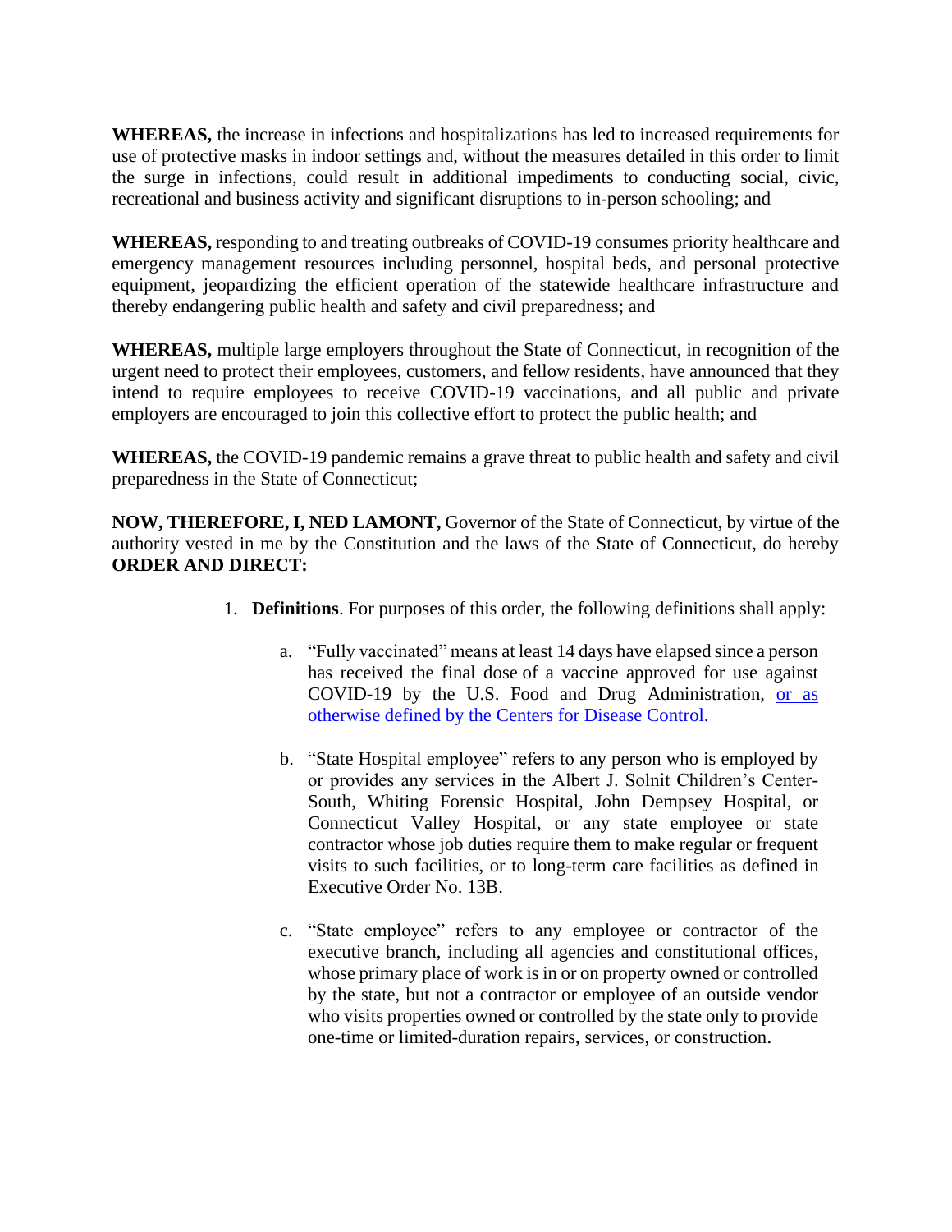**WHEREAS,** the increase in infections and hospitalizations has led to increased requirements for use of protective masks in indoor settings and, without the measures detailed in this order to limit the surge in infections, could result in additional impediments to conducting social, civic, recreational and business activity and significant disruptions to in-person schooling; and

**WHEREAS,** responding to and treating outbreaks of COVID-19 consumes priority healthcare and emergency management resources including personnel, hospital beds, and personal protective equipment, jeopardizing the efficient operation of the statewide healthcare infrastructure and thereby endangering public health and safety and civil preparedness; and

**WHEREAS,** multiple large employers throughout the State of Connecticut, in recognition of the urgent need to protect their employees, customers, and fellow residents, have announced that they intend to require employees to receive COVID-19 vaccinations, and all public and private employers are encouraged to join this collective effort to protect the public health; and

**WHEREAS,** the COVID-19 pandemic remains a grave threat to public health and safety and civil preparedness in the State of Connecticut;

**NOW, THEREFORE, I, NED LAMONT,** Governor of the State of Connecticut, by virtue of the authority vested in me by the Constitution and the laws of the State of Connecticut, do hereby **ORDER AND DIRECT:**

1. **Definitions**. For purposes of this order, the following definitions shall apply:

    a. "Fully vaccinated" means at least 14 days have elapsed since a person has received the final dose of a vaccine approved for use against COVID-19 by the U.S. Food and Drug Administration, or as otherwise defined by the Centers for Disease Control.

    b. "State Hospital employee" refers to any person who is employed by or provides any services in the Albert J. Solnit Children's Center-South, Whiting Forensic Hospital, John Dempsey Hospital, or Connecticut Valley Hospital, or any state employee or state contractor whose job duties require them to make regular or frequent visits to such facilities, or to long-term care facilities as defined in Executive Order No. 13B.

    c. "State employee" refers to any employee or contractor of the executive branch, including all agencies and constitutional offices, whose primary place of work is in or on property owned or controlled by the state, but not a contractor or employee of an outside vendor who visits properties owned or controlled by the state only to provide one-time or limited-duration repairs, services, or construction.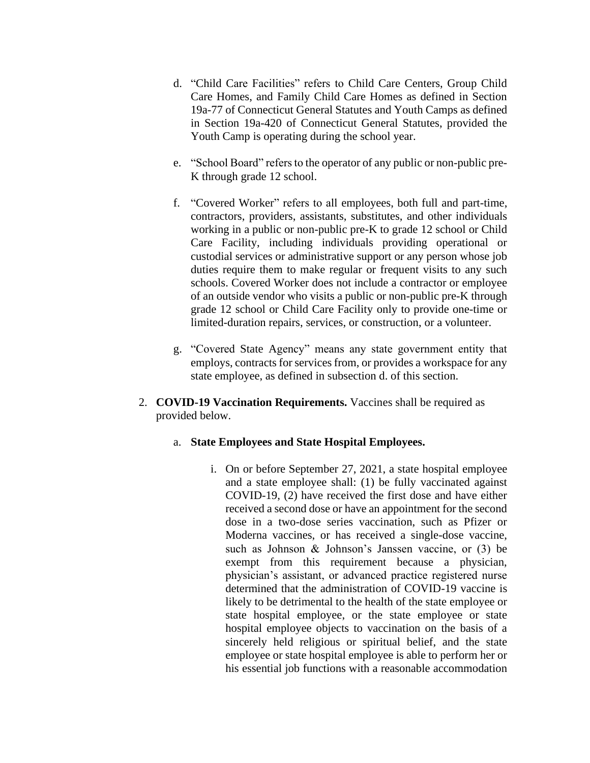d. "Child Care Facilities" refers to Child Care Centers, Group Child Care Homes, and Family Child Care Homes as defined in Section 19a-77 of Connecticut General Statutes and Youth Camps as defined in Section 19a-420 of Connecticut General Statutes, provided the Youth Camp is operating during the school year.

e. "School Board" refers to the operator of any public or non-public pre-K through grade 12 school.

f. "Covered Worker" refers to all employees, both full and part-time, contractors, providers, assistants, substitutes, and other individuals working in a public or non-public pre-K to grade 12 school or Child Care Facility, including individuals providing operational or custodial services or administrative support or any person whose job duties require them to make regular or frequent visits to any such schools. Covered Worker does not include a contractor or employee of an outside vendor who visits a public or non-public pre-K through grade 12 school or Child Care Facility only to provide one-time or limited-duration repairs, services, or construction, or a volunteer.

g. "Covered State Agency" means any state government entity that employs, contracts for services from, or provides a workspace for any state employee, as defined in subsection d. of this section.

2. **COVID-19 Vaccination Requirements.** Vaccines shall be required as provided below.

   a. **State Employees and State Hospital Employees.**

      i. On or before September 27, 2021, a state hospital employee and a state employee shall: (1) be fully vaccinated against COVID-19, (2) have received the first dose and have either received a second dose or have an appointment for the second dose in a two-dose series vaccination, such as Pfizer or Moderna vaccines, or has received a single-dose vaccine, such as Johnson & Johnson's Janssen vaccine, or (3) be exempt from this requirement because a physician, physician's assistant, or advanced practice registered nurse determined that the administration of COVID-19 vaccine is likely to be detrimental to the health of the state employee or state hospital employee, or the state employee or state hospital employee objects to vaccination on the basis of a sincerely held religious or spiritual belief, and the state employee or state hospital employee is able to perform her or his essential job functions with a reasonable accommodation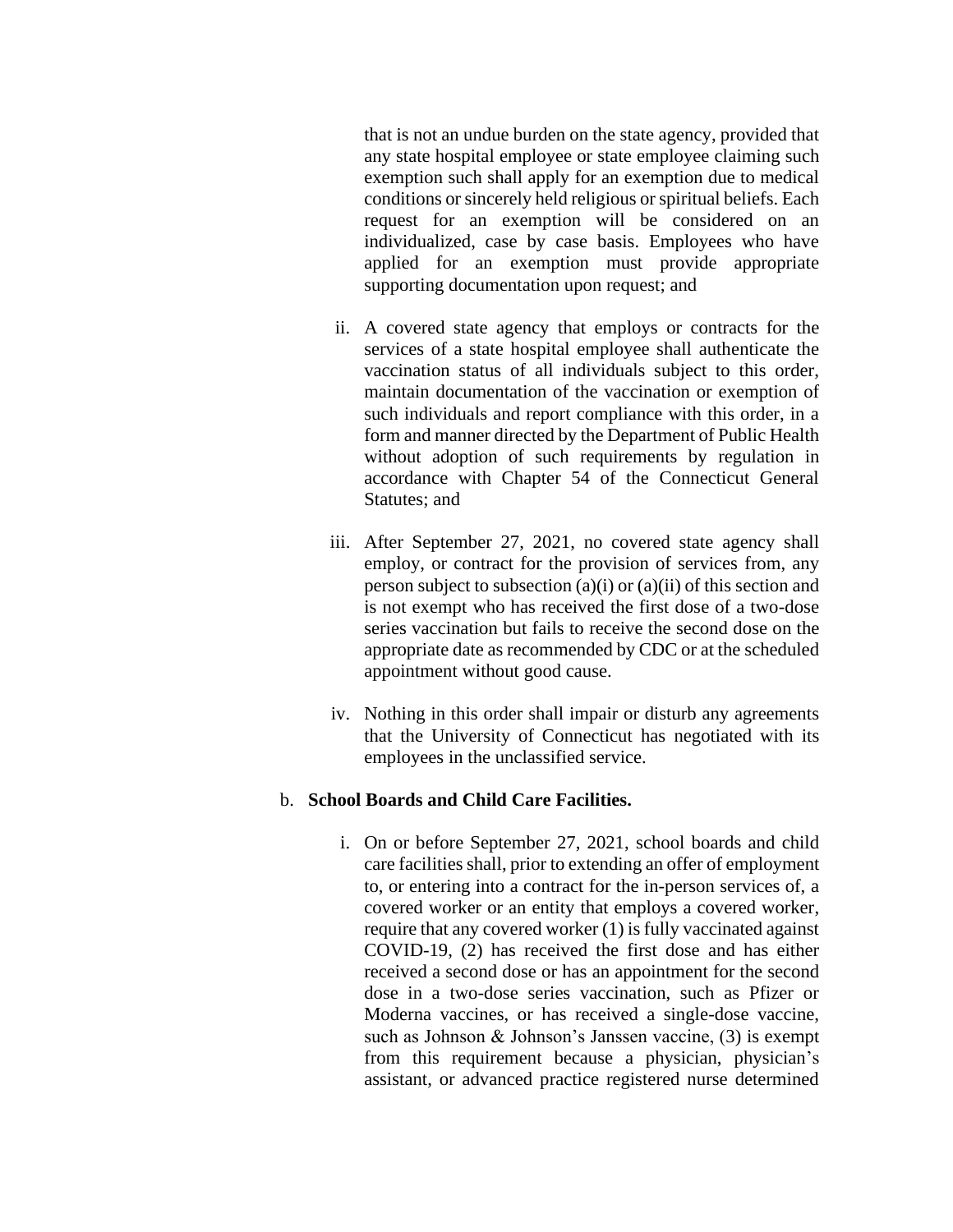that is not an undue burden on the state agency, provided that any state hospital employee or state employee claiming such exemption such shall apply for an exemption due to medical conditions or sincerely held religious or spiritual beliefs. Each request for an exemption will be considered on an individualized, case by case basis. Employees who have applied for an exemption must provide appropriate supporting documentation upon request; and

ii. A covered state agency that employs or contracts for the services of a state hospital employee shall authenticate the vaccination status of all individuals subject to this order, maintain documentation of the vaccination or exemption of such individuals and report compliance with this order, in a form and manner directed by the Department of Public Health without adoption of such requirements by regulation in accordance with Chapter 54 of the Connecticut General Statutes; and

iii. After September 27, 2021, no covered state agency shall employ, or contract for the provision of services from, any person subject to subsection (a)(i) or (a)(ii) of this section and is not exempt who has received the first dose of a two-dose series vaccination but fails to receive the second dose on the appropriate date as recommended by CDC or at the scheduled appointment without good cause.

iv. Nothing in this order shall impair or disturb any agreements that the University of Connecticut has negotiated with its employees in the unclassified service.

b. **School Boards and Child Care Facilities.**

i. On or before September 27, 2021, school boards and child care facilities shall, prior to extending an offer of employment to, or entering into a contract for the in-person services of, a covered worker or an entity that employs a covered worker, require that any covered worker (1) is fully vaccinated against COVID-19, (2) has received the first dose and has either received a second dose or has an appointment for the second dose in a two-dose series vaccination, such as Pfizer or Moderna vaccines, or has received a single-dose vaccine, such as Johnson & Johnson's Janssen vaccine, (3) is exempt from this requirement because a physician, physician's assistant, or advanced practice registered nurse determined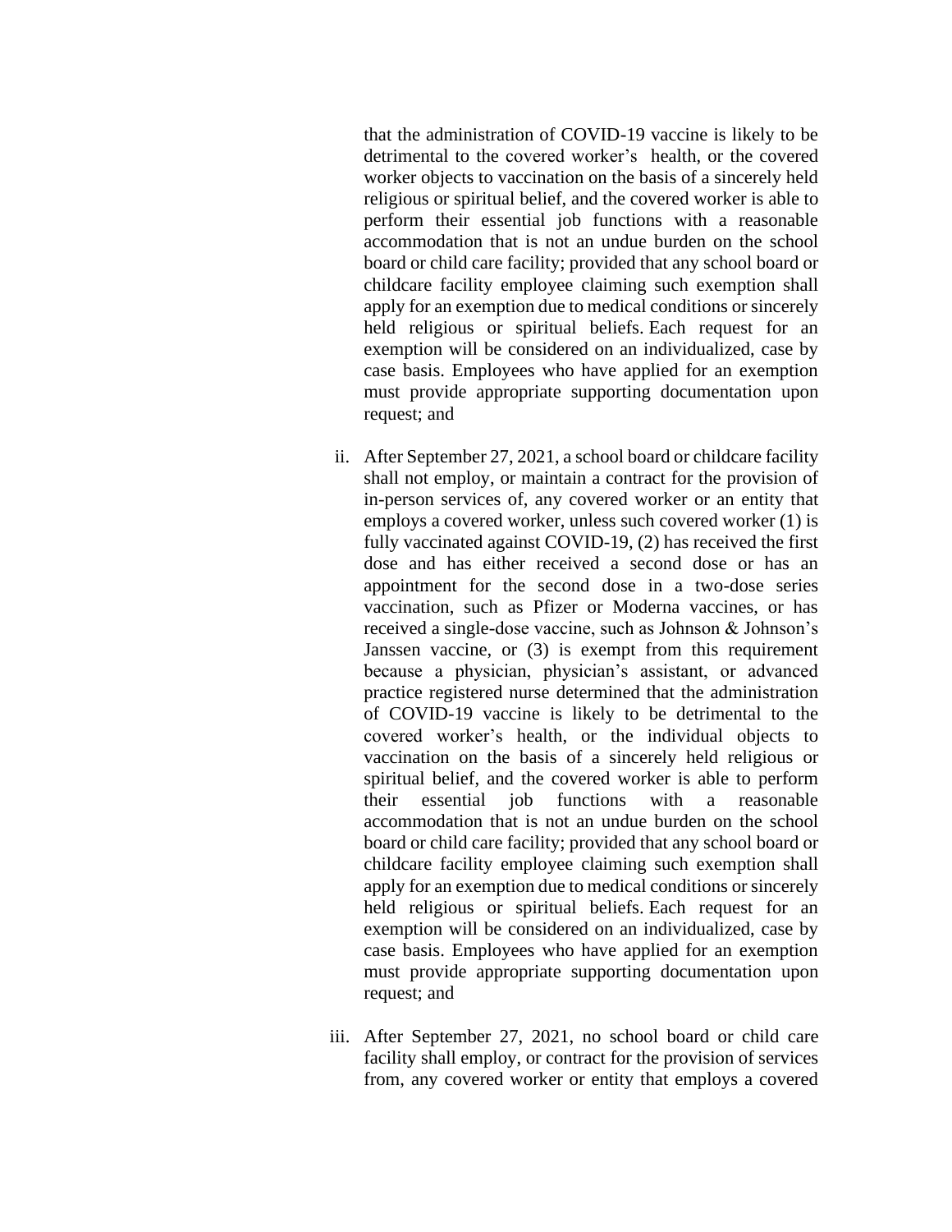that the administration of COVID-19 vaccine is likely to be detrimental to the covered worker's health, or the covered worker objects to vaccination on the basis of a sincerely held religious or spiritual belief, and the covered worker is able to perform their essential job functions with a reasonable accommodation that is not an undue burden on the school board or child care facility; provided that any school board or childcare facility employee claiming such exemption shall apply for an exemption due to medical conditions or sincerely held religious or spiritual beliefs. Each request for an exemption will be considered on an individualized, case by case basis. Employees who have applied for an exemption must provide appropriate supporting documentation upon request; and

ii. After September 27, 2021, a school board or childcare facility shall not employ, or maintain a contract for the provision of in-person services of, any covered worker or an entity that employs a covered worker, unless such covered worker (1) is fully vaccinated against COVID-19, (2) has received the first dose and has either received a second dose or has an appointment for the second dose in a two-dose series vaccination, such as Pfizer or Moderna vaccines, or has received a single-dose vaccine, such as Johnson & Johnson's Janssen vaccine, or (3) is exempt from this requirement because a physician, physician's assistant, or advanced practice registered nurse determined that the administration of COVID-19 vaccine is likely to be detrimental to the covered worker's health, or the individual objects to vaccination on the basis of a sincerely held religious or spiritual belief, and the covered worker is able to perform their essential job functions with a reasonable accommodation that is not an undue burden on the school board or child care facility; provided that any school board or childcare facility employee claiming such exemption shall apply for an exemption due to medical conditions or sincerely held religious or spiritual beliefs. Each request for an exemption will be considered on an individualized, case by case basis. Employees who have applied for an exemption must provide appropriate supporting documentation upon request; and

iii. After September 27, 2021, no school board or child care facility shall employ, or contract for the provision of services from, any covered worker or entity that employs a covered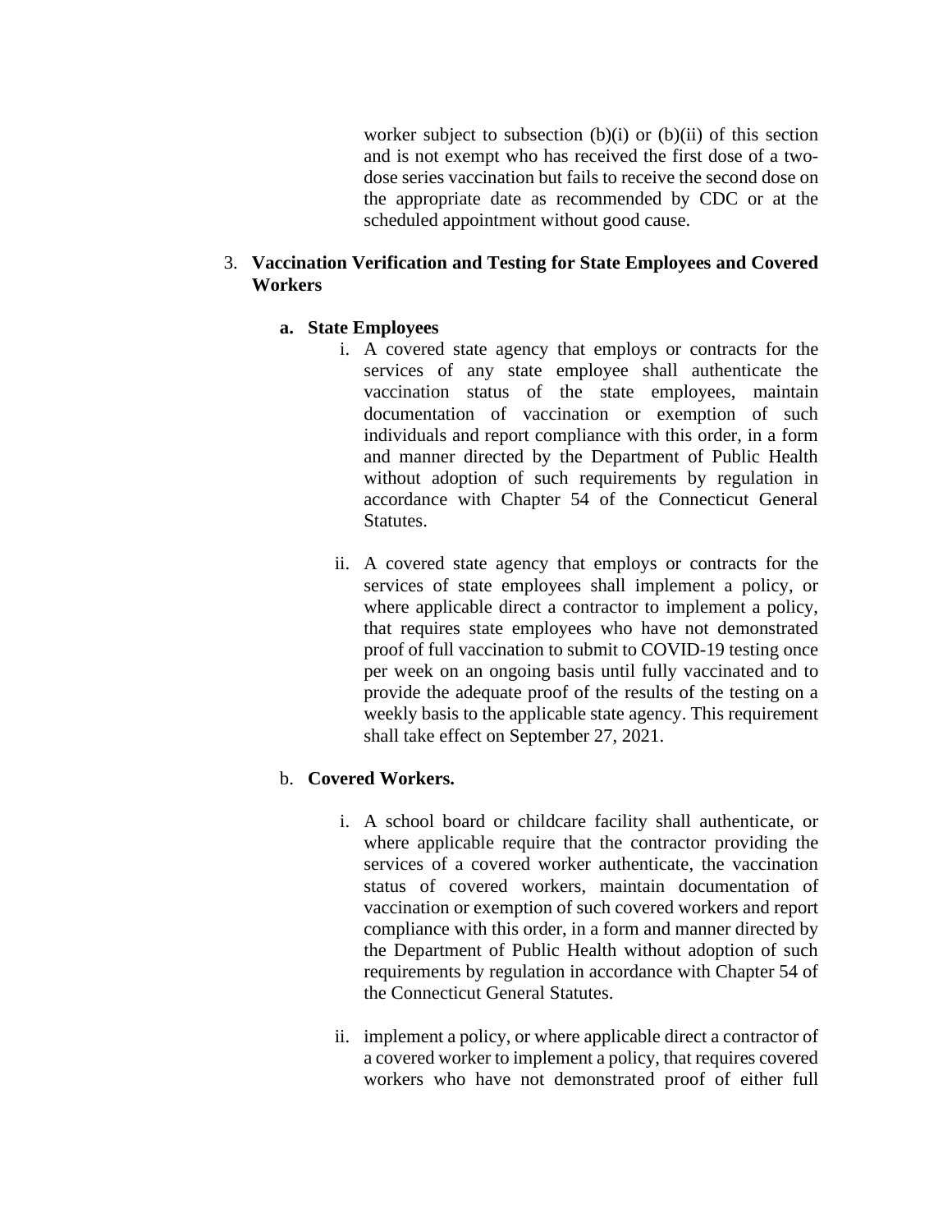worker subject to subsection (b)(i) or (b)(ii) of this section and is not exempt who has received the first dose of a two-dose series vaccination but fails to receive the second dose on the appropriate date as recommended by CDC or at the scheduled appointment without good cause.

3. **Vaccination Verification and Testing for State Employees and Covered Workers**

   a. **State Employees**

      i. A covered state agency that employs or contracts for the services of any state employee shall authenticate the vaccination status of the state employees, maintain documentation of vaccination or exemption of such individuals and report compliance with this order, in a form and manner directed by the Department of Public Health without adoption of such requirements by regulation in accordance with Chapter 54 of the Connecticut General Statutes.

      ii. A covered state agency that employs or contracts for the services of state employees shall implement a policy, or where applicable direct a contractor to implement a policy, that requires state employees who have not demonstrated proof of full vaccination to submit to COVID-19 testing once per week on an ongoing basis until fully vaccinated and to provide the adequate proof of the results of the testing on a weekly basis to the applicable state agency. This requirement shall take effect on September 27, 2021.

   b. **Covered Workers.**

      i. A school board or childcare facility shall authenticate, or where applicable require that the contractor providing the services of a covered worker authenticate, the vaccination status of covered workers, maintain documentation of vaccination or exemption of such covered workers and report compliance with this order, in a form and manner directed by the Department of Public Health without adoption of such requirements by regulation in accordance with Chapter 54 of the Connecticut General Statutes.

      ii. implement a policy, or where applicable direct a contractor of a covered worker to implement a policy, that requires covered workers who have not demonstrated proof of either full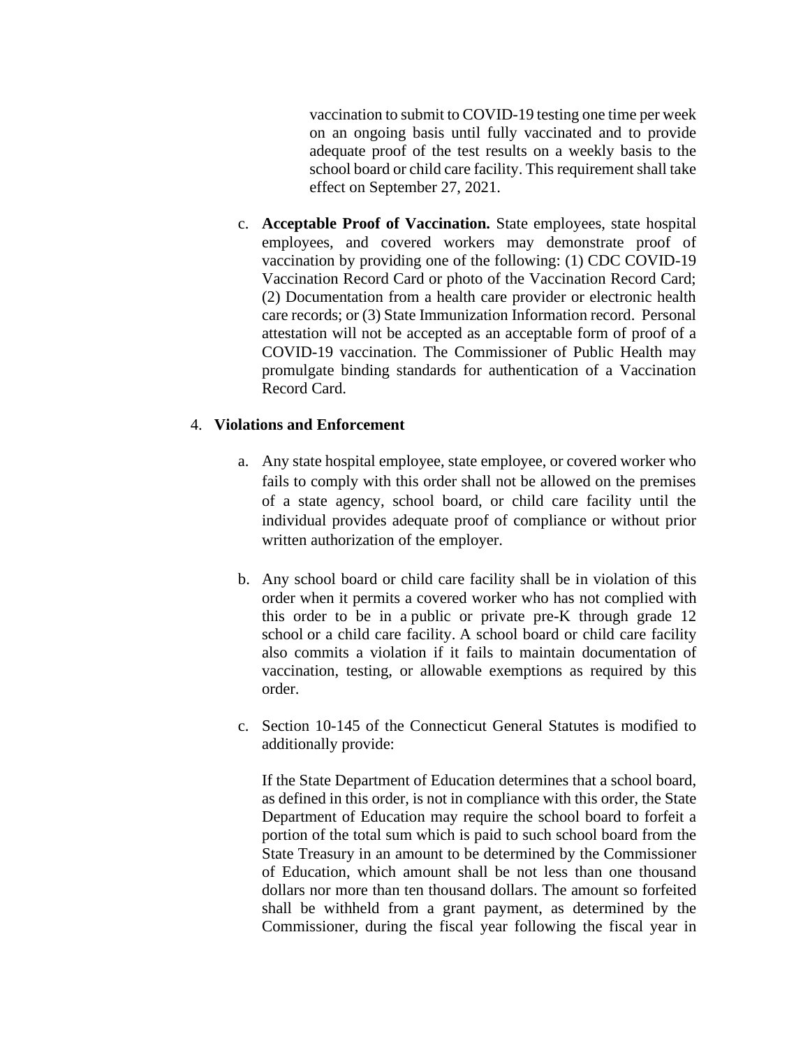vaccination to submit to COVID-19 testing one time per week on an ongoing basis until fully vaccinated and to provide adequate proof of the test results on a weekly basis to the school board or child care facility. This requirement shall take effect on September 27, 2021.

c. **Acceptable Proof of Vaccination.** State employees, state hospital employees, and covered workers may demonstrate proof of vaccination by providing one of the following: (1) CDC COVID-19 Vaccination Record Card or photo of the Vaccination Record Card; (2) Documentation from a health care provider or electronic health care records; or (3) State Immunization Information record. Personal attestation will not be accepted as an acceptable form of proof of a COVID-19 vaccination. The Commissioner of Public Health may promulgate binding standards for authentication of a Vaccination Record Card.

4. **Violations and Enforcement**

a. Any state hospital employee, state employee, or covered worker who fails to comply with this order shall not be allowed on the premises of a state agency, school board, or child care facility until the individual provides adequate proof of compliance or without prior written authorization of the employer.

b. Any school board or child care facility shall be in violation of this order when it permits a covered worker who has not complied with this order to be in a public or private pre-K through grade 12 school or a child care facility. A school board or child care facility also commits a violation if it fails to maintain documentation of vaccination, testing, or allowable exemptions as required by this order.

c. Section 10-145 of the Connecticut General Statutes is modified to additionally provide:

If the State Department of Education determines that a school board, as defined in this order, is not in compliance with this order, the State Department of Education may require the school board to forfeit a portion of the total sum which is paid to such school board from the State Treasury in an amount to be determined by the Commissioner of Education, which amount shall be not less than one thousand dollars nor more than ten thousand dollars. The amount so forfeited shall be withheld from a grant payment, as determined by the Commissioner, during the fiscal year following the fiscal year in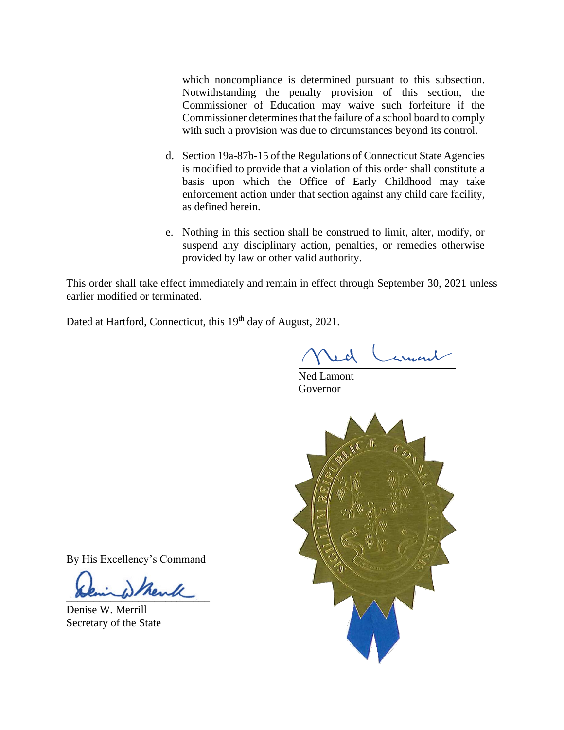which noncompliance is determined pursuant to this subsection. Notwithstanding the penalty provision of this section, the Commissioner of Education may waive such forfeiture if the Commissioner determines that the failure of a school board to comply with such a provision was due to circumstances beyond its control.

d. Section 19a-87b-15 of the Regulations of Connecticut State Agencies is modified to provide that a violation of this order shall constitute a basis upon which the Office of Early Childhood may take enforcement action under that section against any child care facility, as defined herein.

e. Nothing in this section shall be construed to limit, alter, modify, or suspend any disciplinary action, penalties, or remedies otherwise provided by law or other valid authority.

This order shall take effect immediately and remain in effect through September 30, 2021 unless earlier modified or terminated.

Dated at Hartford, Connecticut, this 19th day of August, 2021.

Ned Lamont
Governor

By His Excellency's Command

Denise W. Merrill
Secretary of the State